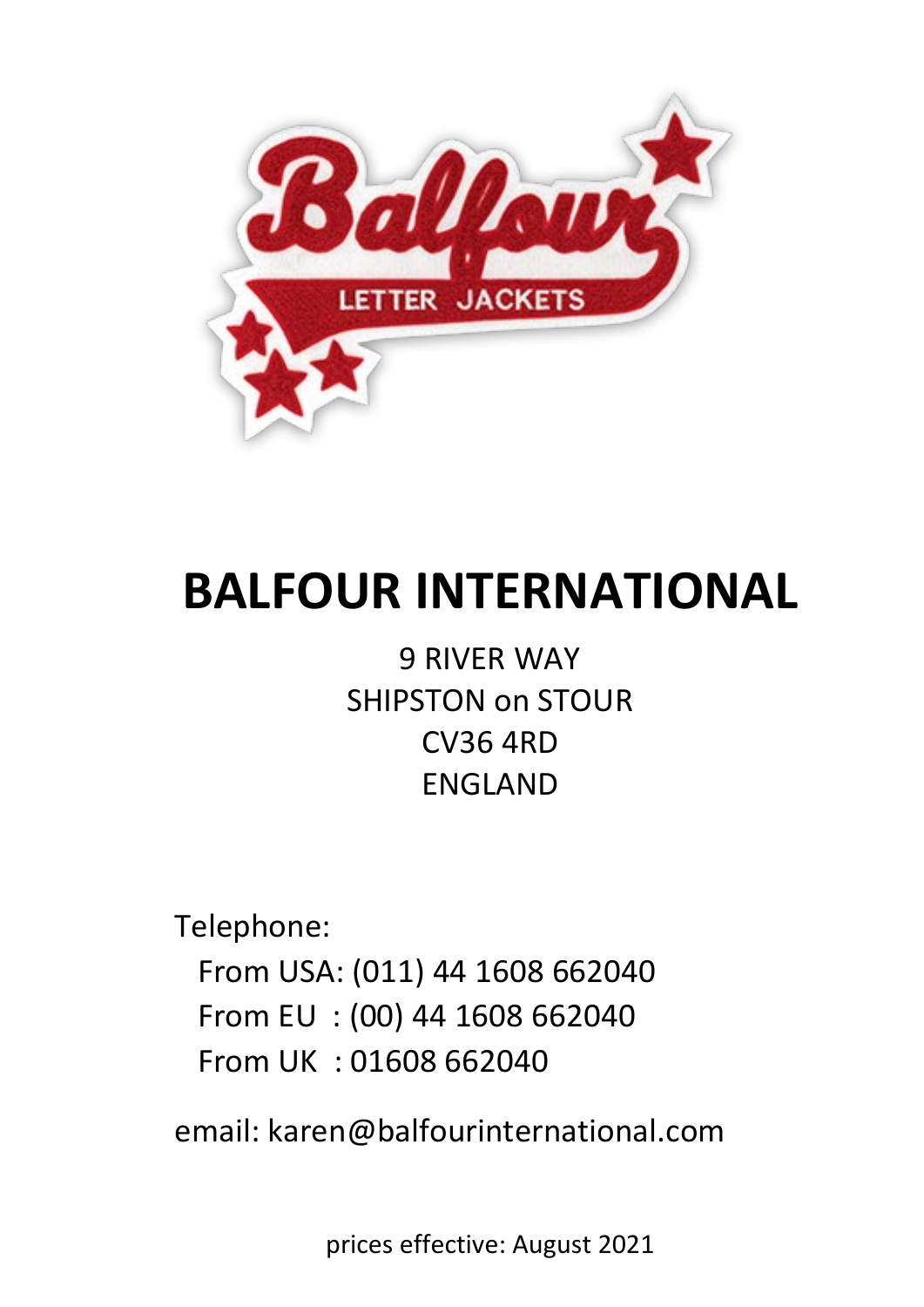# BALFOUR INTERNATIONAL

9 RIVER WAY
SHIPSTON on STOUR
CV36 4RD
ENGLAND

Telephone:

From USA: (011) 44 1608 662040
From EU : (00) 44 1608 662040
From UK : 01608 662040

email: karen@balfourinternational.com

prices effective: August 2021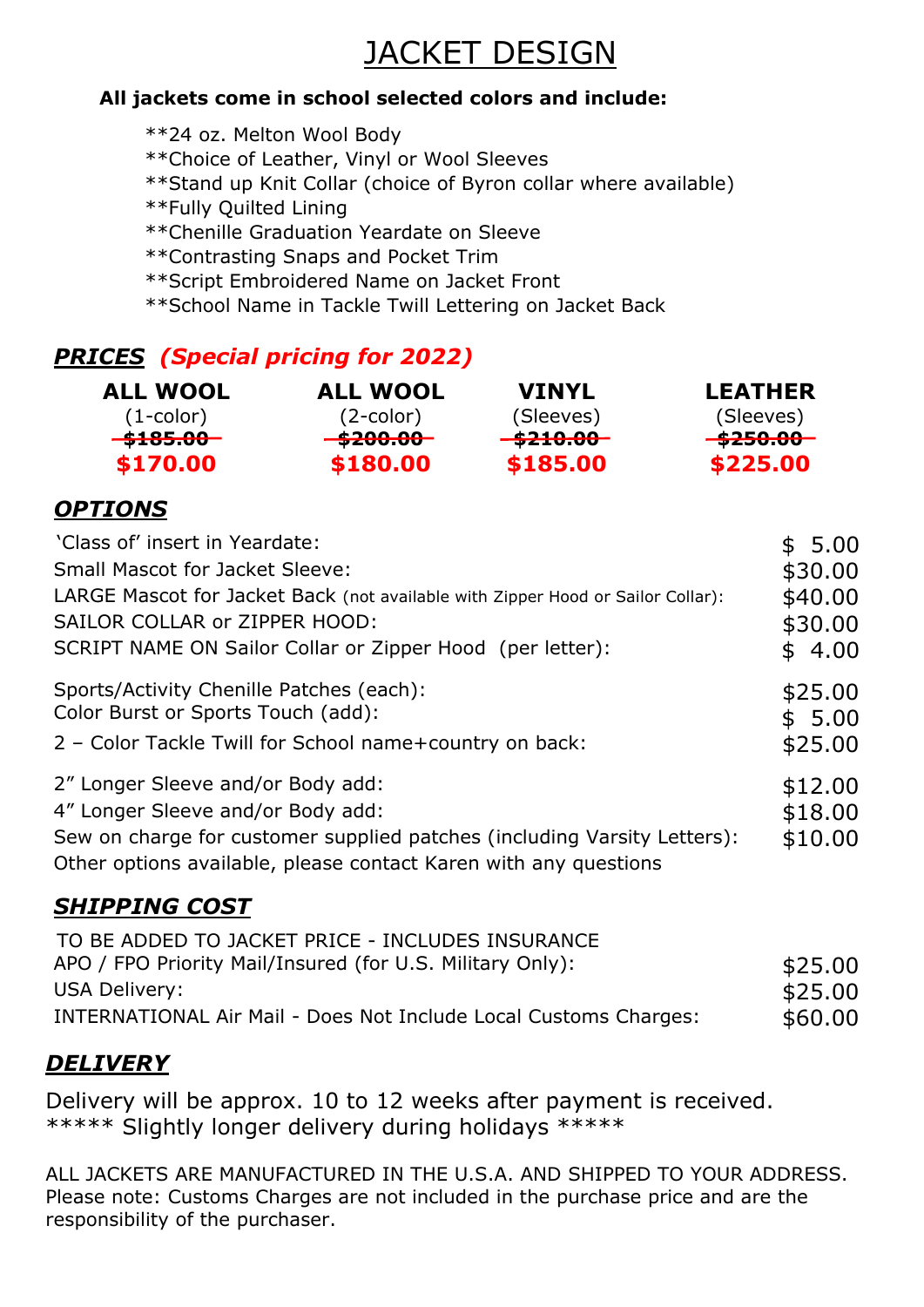# JACKET DESIGN

**All jackets come in school selected colors and include:**

- **24 oz. Melton Wool Body
- **Choice of Leather, Vinyl or Wool Sleeves
- **Stand up Knit Collar (choice of Byron collar where available)
- **Fully Quilted Lining
- **Chenille Graduation Yeardate on Sleeve
- **Contrasting Snaps and Pocket Trim
- **Script Embroidered Name on Jacket Front
- **School Name in Tackle Twill Lettering on Jacket Back

## ***PRICES*** *(Special pricing for 2022)*

| ALL WOOL | ALL WOOL | VINYL | LEATHER |
|---|---|---|---|
| (1-color) | (2-color) | (Sleeves) | (Sleeves) |
| ~~$185.00~~ | ~~$200.00~~ | ~~$210.00~~ | ~~$250.00~~ |
| **$170.00** | **$180.00** | **$185.00** | **$225.00** |

## ***OPTIONS***

| | |
|---|---|
| 'Class of' insert in Yeardate: | $ 5.00 |
| Small Mascot for Jacket Sleeve: | $30.00 |
| LARGE Mascot for Jacket Back (not available with Zipper Hood or Sailor Collar): | $40.00 |
| SAILOR COLLAR or ZIPPER HOOD: | $30.00 |
| SCRIPT NAME ON Sailor Collar or Zipper Hood (per letter): | $ 4.00 |
| Sports/Activity Chenille Patches (each): | $25.00 |
| Color Burst or Sports Touch (add): | $ 5.00 |
| 2 – Color Tackle Twill for School name+country on back: | $25.00 |
| 2" Longer Sleeve and/or Body add: | $12.00 |
| 4" Longer Sleeve and/or Body add: | $18.00 |
| Sew on charge for customer supplied patches (including Varsity Letters): | $10.00 |

Other options available, please contact Karen with any questions

## ***SHIPPING COST***

TO BE ADDED TO JACKET PRICE - INCLUDES INSURANCE

| | |
|---|---|
| APO / FPO Priority Mail/Insured (for U.S. Military Only): | $25.00 |
| USA Delivery: | $25.00 |
| INTERNATIONAL Air Mail - Does Not Include Local Customs Charges: | $60.00 |

## ***DELIVERY***

Delivery will be approx. 10 to 12 weeks after payment is received.
***** Slightly longer delivery during holidays *****

ALL JACKETS ARE MANUFACTURED IN THE U.S.A. AND SHIPPED TO YOUR ADDRESS. Please note: Customs Charges are not included in the purchase price and are the responsibility of the purchaser.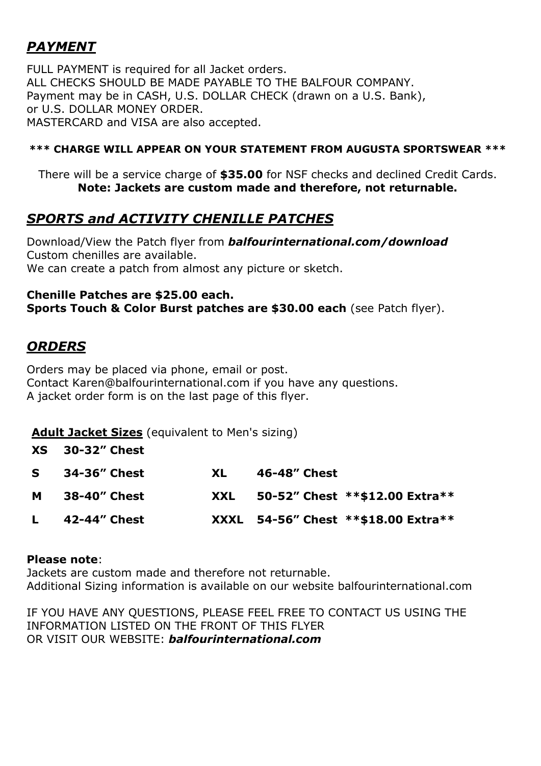## ***PAYMENT***

FULL PAYMENT is required for all Jacket orders.
ALL CHECKS SHOULD BE MADE PAYABLE TO THE BALFOUR COMPANY.
Payment may be in CASH, U.S. DOLLAR CHECK (drawn on a U.S. Bank),
or U.S. DOLLAR MONEY ORDER.
MASTERCARD and VISA are also accepted.

**\*\*\* CHARGE WILL APPEAR ON YOUR STATEMENT FROM AUGUSTA SPORTSWEAR \*\*\***

There will be a service charge of **$35.00** for NSF checks and declined Credit Cards.
**Note: Jackets are custom made and therefore, not returnable.**

## ***SPORTS and ACTIVITY CHENILLE PATCHES***

Download/View the Patch flyer from ***balfourinternational.com/download***
Custom chenilles are available.
We can create a patch from almost any picture or sketch.

**Chenille Patches are $25.00 each.**
**Sports Touch & Color Burst patches are $30.00 each** (see Patch flyer).

## ***ORDERS***

Orders may be placed via phone, email or post.
Contact Karen@balfourinternational.com if you have any questions.
A jacket order form is on the last page of this flyer.

**Adult Jacket Sizes** (equivalent to Men's sizing)

| Size | Chest | Size | Chest |
|---|---|---|---|
| **XS** | **30-32" Chest** | | |
| **S** | **34-36" Chest** | **XL** | **46-48" Chest** |
| **M** | **38-40" Chest** | **XXL** | **50-52" Chest \*\*$12.00 Extra\*\*** |
| **L** | **42-44" Chest** | **XXXL** | **54-56" Chest \*\*$18.00 Extra\*\*** |

**Please note**:
Jackets are custom made and therefore not returnable.
Additional Sizing information is available on our website balfourinternational.com

IF YOU HAVE ANY QUESTIONS, PLEASE FEEL FREE TO CONTACT US USING THE INFORMATION LISTED ON THE FRONT OF THIS FLYER
OR VISIT OUR WEBSITE: ***balfourinternational.com***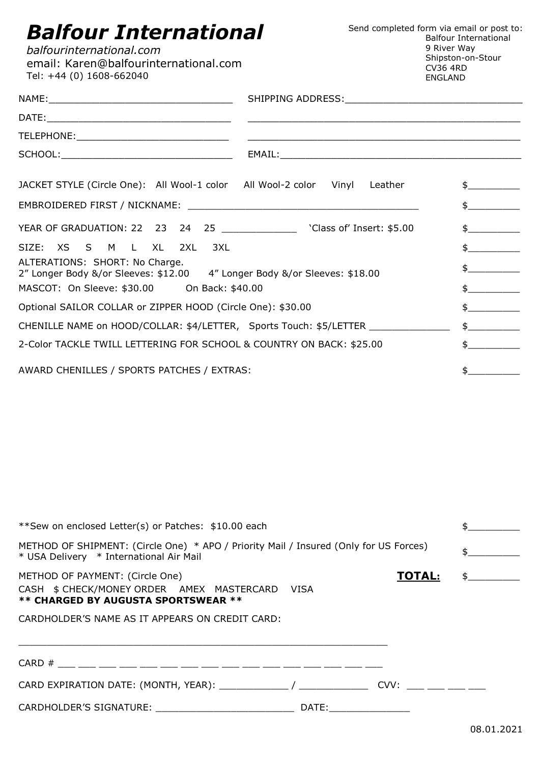# Balfour International

*balfourinternational.com*
email: Karen@balfourinternational.com
Tel: +44 (0) 1608-662040

Send completed form via email or post to:
Balfour International
9 River Way
Shipston-on-Stour
CV36 4RD
ENGLAND

NAME:_______________________________ SHIPPING ADDRESS:_____________________________

DATE:_______________________________ _____________________________________________

TELEPHONE:__________________________ _____________________________________________

SCHOOL:_____________________________ EMAIL:_______________________________________

JACKET STYLE (Circle One): All Wool-1 color All Wool-2 color Vinyl Leather $_________

EMBROIDERED FIRST / NICKNAME: _______________________________________ $_________

YEAR OF GRADUATION: 22 23 24 25 ____________ 'Class of' Insert: $5.00 $_________

SIZE: XS S M L XL 2XL 3XL $_________

ALTERATIONS: SHORT: No Charge.
2" Longer Body &/or Sleeves: $12.00 4" Longer Body &/or Sleeves: $18.00 $_________

MASCOT: On Sleeve: $30.00 On Back: $40.00 $_________

Optional SAILOR COLLAR or ZIPPER HOOD (Circle One): $30.00 $_________

CHENILLE NAME on HOOD/COLLAR: $4/LETTER, Sports Touch: $5/LETTER ______________ $_________

2-Color TACKLE TWILL LETTERING FOR SCHOOL & COUNTRY ON BACK: $25.00 $_________

AWARD CHENILLES / SPORTS PATCHES / EXTRAS: $_________

**Sew on enclosed Letter(s) or Patches: $10.00 each $_________

METHOD OF SHIPMENT: (Circle One) * APO / Priority Mail / Insured (Only for US Forces)
* USA Delivery * International Air Mail $_________

METHOD OF PAYMENT: (Circle One) **TOTAL:** $_________
CASH $ CHECK/MONEY ORDER AMEX MASTERCARD VISA
**** CHARGED BY AUGUSTA SPORTSWEAR ****

CARDHOLDER'S NAME AS IT APPEARS ON CREDIT CARD:

_______________________________________________________________

CARD # ___ ___ ___ ___ ___ ___ ___ ___ ___ ___ ___ ___ ___ ___ ___ ___

CARD EXPIRATION DATE: (MONTH, YEAR): ____________ / ____________ CVV: ___ ___ ___ ___

CARDHOLDER'S SIGNATURE: ________________________ DATE:______________

08.01.2021